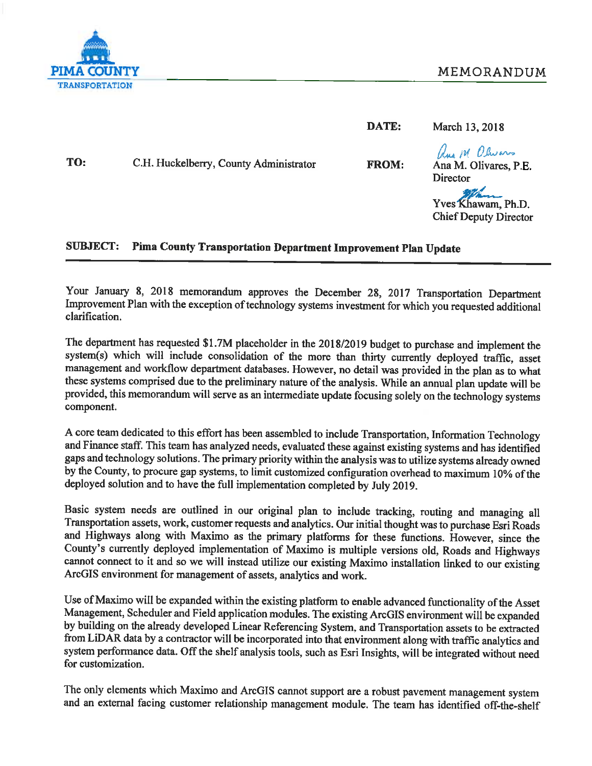PIMA COUNTY TRANSPORTATION

# MEMORANDUM

**DATE:** March 13, 2018

**TO:** C.H. Huckelberry, County Administrator

**FROM:** Ana M. Olivares, P.E.
Director

Yves Khawam, Ph.D.
Chief Deputy Director

**SUBJECT: Pima County Transportation Department Improvement Plan Update**

---

Your January 8, 2018 memorandum approves the December 28, 2017 Transportation Department Improvement Plan with the exception of technology systems investment for which you requested additional clarification.

The department has requested $1.7M placeholder in the 2018/2019 budget to purchase and implement the system(s) which will include consolidation of the more than thirty currently deployed traffic, asset management and workflow department databases. However, no detail was provided in the plan as to what these systems comprised due to the preliminary nature of the analysis. While an annual plan update will be provided, this memorandum will serve as an intermediate update focusing solely on the technology systems component.

A core team dedicated to this effort has been assembled to include Transportation, Information Technology and Finance staff. This team has analyzed needs, evaluated these against existing systems and has identified gaps and technology solutions. The primary priority within the analysis was to utilize systems already owned by the County, to procure gap systems, to limit customized configuration overhead to maximum 10% of the deployed solution and to have the full implementation completed by July 2019.

Basic system needs are outlined in our original plan to include tracking, routing and managing all Transportation assets, work, customer requests and analytics. Our initial thought was to purchase Esri Roads and Highways along with Maximo as the primary platforms for these functions. However, since the County's currently deployed implementation of Maximo is multiple versions old, Roads and Highways cannot connect to it and so we will instead utilize our existing Maximo installation linked to our existing ArcGIS environment for management of assets, analytics and work.

Use of Maximo will be expanded within the existing platform to enable advanced functionality of the Asset Management, Scheduler and Field application modules. The existing ArcGIS environment will be expanded by building on the already developed Linear Referencing System, and Transportation assets to be extracted from LiDAR data by a contractor will be incorporated into that environment along with traffic analytics and system performance data. Off the shelf analysis tools, such as Esri Insights, will be integrated without need for customization.

The only elements which Maximo and ArcGIS cannot support are a robust pavement management system and an external facing customer relationship management module. The team has identified off-the-shelf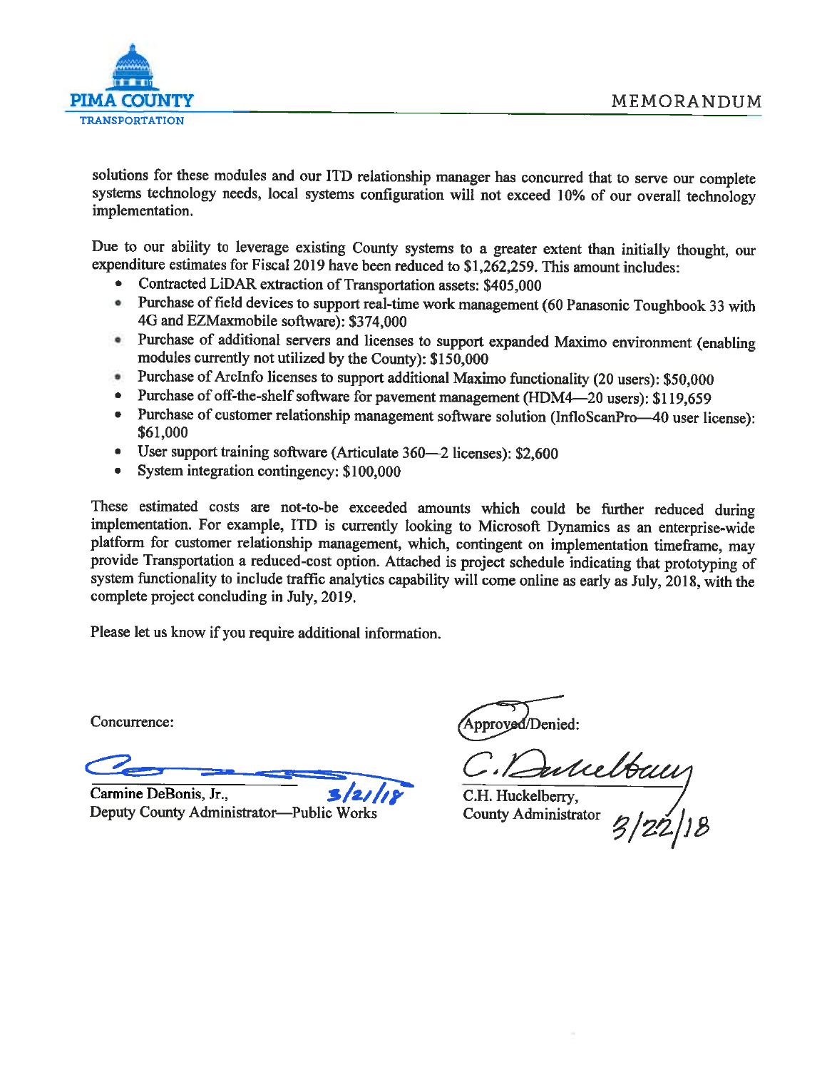solutions for these modules and our ITD relationship manager has concurred that to serve our complete systems technology needs, local systems configuration will not exceed 10% of our overall technology implementation.

Due to our ability to leverage existing County systems to a greater extent than initially thought, our expenditure estimates for Fiscal 2019 have been reduced to $1,262,259. This amount includes:

- Contracted LiDAR extraction of Transportation assets: $405,000
- Purchase of field devices to support real-time work management (60 Panasonic Toughbook 33 with 4G and EZMaxmobile software): $374,000
- Purchase of additional servers and licenses to support expanded Maximo environment (enabling modules currently not utilized by the County): $150,000
- Purchase of ArcInfo licenses to support additional Maximo functionality (20 users): $50,000
- Purchase of off-the-shelf software for pavement management (HDM4—20 users): $119,659
- Purchase of customer relationship management software solution (InfloScanPro—40 user license): $61,000
- User support training software (Articulate 360—2 licenses): $2,600
- System integration contingency: $100,000

These estimated costs are not-to-be exceeded amounts which could be further reduced during implementation. For example, ITD is currently looking to Microsoft Dynamics as an enterprise-wide platform for customer relationship management, which, contingent on implementation timeframe, may provide Transportation a reduced-cost option. Attached is project schedule indicating that prototyping of system functionality to include traffic analytics capability will come online as early as July, 2018, with the complete project concluding in July, 2019.

Please let us know if you require additional information.

Concurrence:

Carmine DeBonis, Jr., 3/21/18
Deputy County Administrator—Public Works

Approved/Denied:

C.H. Huckelberry,
County Administrator 3/22/18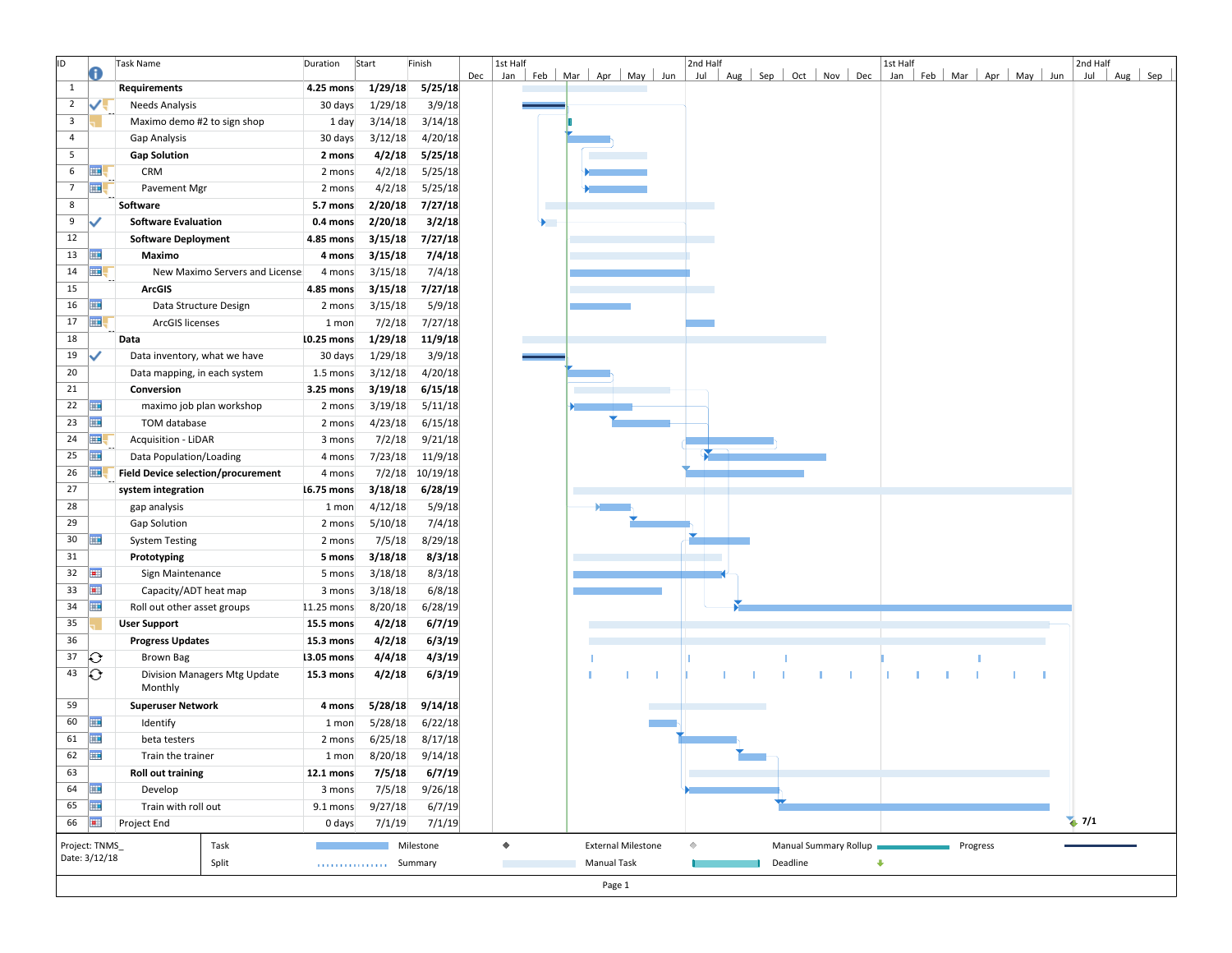| ID | Task Name | Duration | Start | Finish |
|---|---|---|---|---|
| 1 | **Requirements** | **4.25 mons** | **1/29/18** | **5/25/18** |
| 2 | Needs Analysis | 30 days | 1/29/18 | 3/9/18 |
| 3 | Maximo demo #2 to sign shop | 1 day | 3/14/18 | 3/14/18 |
| 4 | Gap Analysis | 30 days | 3/12/18 | 4/20/18 |
| 5 | **Gap Solution** | **2 mons** | **4/2/18** | **5/25/18** |
| 6 | CRM | 2 mons | 4/2/18 | 5/25/18 |
| 7 | Pavement Mgr | 2 mons | 4/2/18 | 5/25/18 |
| 8 | **Software** | **5.7 mons** | **2/20/18** | **7/27/18** |
| 9 | **Software Evaluation** | **0.4 mons** | **2/20/18** | **3/2/18** |
| 12 | **Software Deployment** | **4.85 mons** | **3/15/18** | **7/27/18** |
| 13 | **Maximo** | **4 mons** | **3/15/18** | **7/4/18** |
| 14 | New Maximo Servers and License | 4 mons | 3/15/18 | 7/4/18 |
| 15 | **ArcGIS** | **4.85 mons** | **3/15/18** | **7/27/18** |
| 16 | Data Structure Design | 2 mons | 3/15/18 | 5/9/18 |
| 17 | ArcGIS licenses | 1 mon | 7/2/18 | 7/27/18 |
| 18 | **Data** | **10.25 mons** | **1/29/18** | **11/9/18** |
| 19 | Data inventory, what we have | 30 days | 1/29/18 | 3/9/18 |
| 20 | Data mapping, in each system | 1.5 mons | 3/12/18 | 4/20/18 |
| 21 | **Conversion** | **3.25 mons** | **3/19/18** | **6/15/18** |
| 22 | maximo job plan workshop | 2 mons | 3/19/18 | 5/11/18 |
| 23 | TOM database | 2 mons | 4/23/18 | 6/15/18 |
| 24 | Acquisition - LiDAR | 3 mons | 7/2/18 | 9/21/18 |
| 25 | Data Population/Loading | 4 mons | 7/23/18 | 11/9/18 |
| 26 | **Field Device selection/procurement** | 4 mons | 7/2/18 | 10/19/18 |
| 27 | **system integration** | **16.75 mons** | **3/18/18** | **6/28/19** |
| 28 | gap analysis | 1 mon | 4/12/18 | 5/9/18 |
| 29 | Gap Solution | 2 mons | 5/10/18 | 7/4/18 |
| 30 | System Testing | 2 mons | 7/5/18 | 8/29/18 |
| 31 | **Prototyping** | **5 mons** | **3/18/18** | **8/3/18** |
| 32 | Sign Maintenance | 5 mons | 3/18/18 | 8/3/18 |
| 33 | Capacity/ADT heat map | 3 mons | 3/18/18 | 6/8/18 |
| 34 | Roll out other asset groups | 11.25 mons | 8/20/18 | 6/28/19 |
| 35 | **User Support** | **15.5 mons** | **4/2/18** | **6/7/19** |
| 36 | **Progress Updates** | **15.3 mons** | **4/2/18** | **6/3/19** |
| 37 | **Brown Bag** | **13.05 mons** | **4/4/18** | **4/3/19** |
| 43 | **Division Managers Mtg Update Monthly** | **15.3 mons** | **4/2/18** | **6/3/19** |
| 59 | **Superuser Network** | **4 mons** | **5/28/18** | **9/14/18** |
| 60 | Identify | 1 mon | 5/28/18 | 6/22/18 |
| 61 | beta testers | 2 mons | 6/25/18 | 8/17/18 |
| 62 | Train the trainer | 1 mon | 8/20/18 | 9/14/18 |
| 63 | **Roll out training** | **12.1 mons** | **7/5/18** | **6/7/19** |
| 64 | Develop | 3 mons | 7/5/18 | 9/26/18 |
| 65 | Train with roll out | 9.1 mons | 9/27/18 | 6/7/19 |
| 66 | Project End | 0 days | 7/1/19 | 7/1/19 |

Project: TNMS_
Date: 3/12/18

Legend: Task, Split, Milestone, Summary, External Milestone, Manual Task, Manual Summary Rollup, Deadline, Progress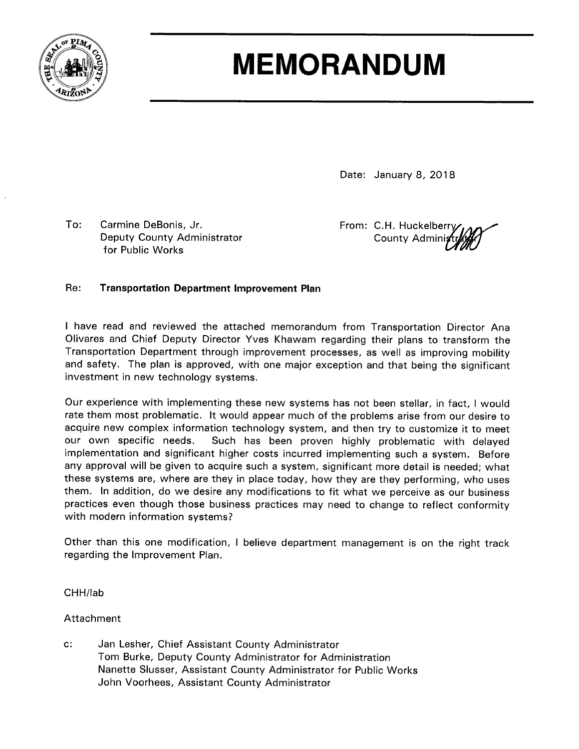# MEMORANDUM

Date: January 8, 2018

To: Carmine DeBonis, Jr.
Deputy County Administrator
for Public Works

From: C.H. Huckelberry
County Administrator

Re: **Transportation Department Improvement Plan**

I have read and reviewed the attached memorandum from Transportation Director Ana Olivares and Chief Deputy Director Yves Khawam regarding their plans to transform the Transportation Department through improvement processes, as well as improving mobility and safety. The plan is approved, with one major exception and that being the significant investment in new technology systems.

Our experience with implementing these new systems has not been stellar, in fact, I would rate them most problematic. It would appear much of the problems arise from our desire to acquire new complex information technology system, and then try to customize it to meet our own specific needs. Such has been proven highly problematic with delayed implementation and significant higher costs incurred implementing such a system. Before any approval will be given to acquire such a system, significant more detail is needed; what these systems are, where are they in place today, how they are they performing, who uses them. In addition, do we desire any modifications to fit what we perceive as our business practices even though those business practices may need to change to reflect conformity with modern information systems?

Other than this one modification, I believe department management is on the right track regarding the Improvement Plan.

CHH/lab

Attachment

c: Jan Lesher, Chief Assistant County Administrator
Tom Burke, Deputy County Administrator for Administration
Nanette Slusser, Assistant County Administrator for Public Works
John Voorhees, Assistant County Administrator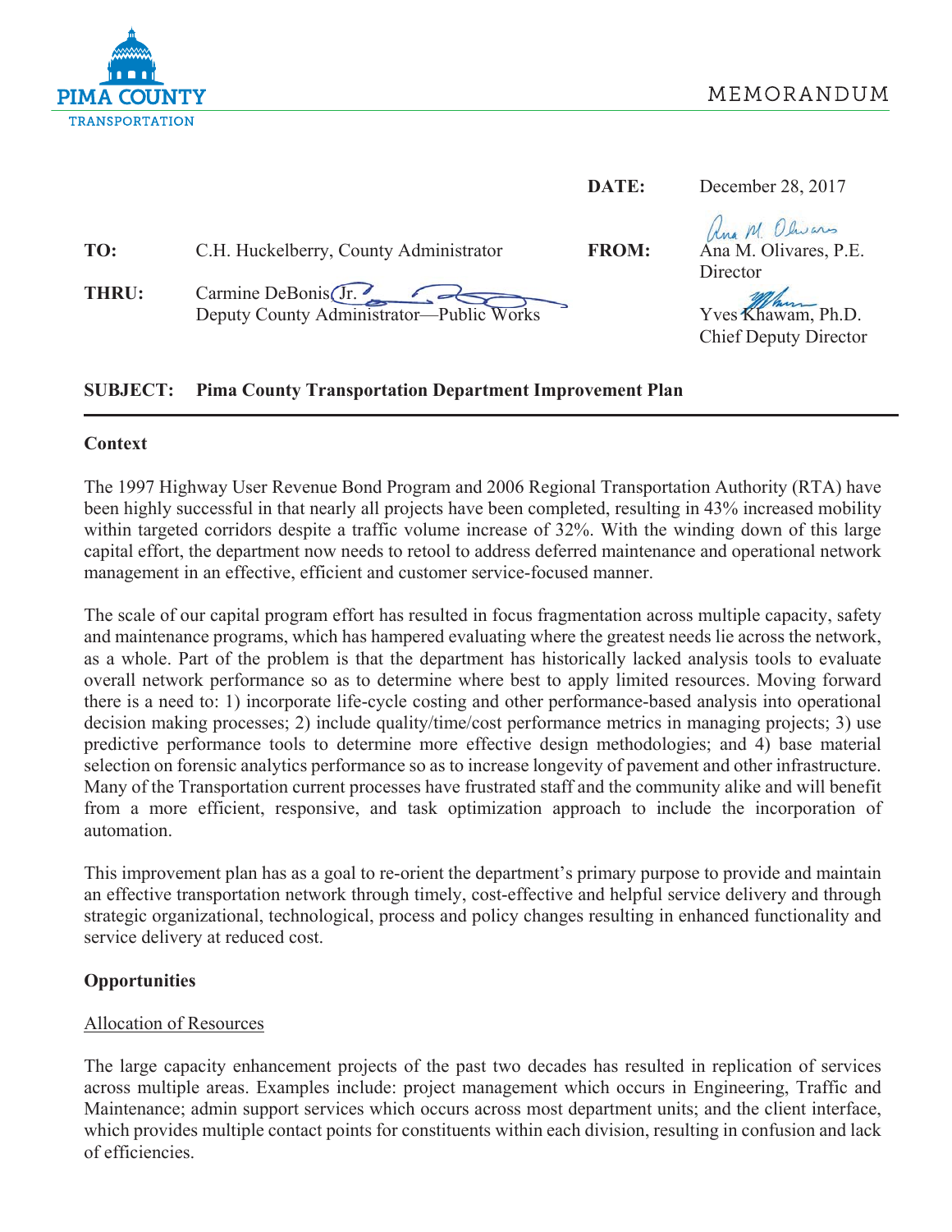PIMA COUNTY
TRANSPORTATION

MEMORANDUM

**DATE:** December 28, 2017

**TO:** C.H. Huckelberry, County Administrator

**FROM:** Ana M. Olivares, P.E.
Director

**THRU:** Carmine DeBonis Jr.
Deputy County Administrator—Public Works

Yves Khawam, Ph.D.
Chief Deputy Director

**SUBJECT: Pima County Transportation Department Improvement Plan**

---

**Context**

The 1997 Highway User Revenue Bond Program and 2006 Regional Transportation Authority (RTA) have been highly successful in that nearly all projects have been completed, resulting in 43% increased mobility within targeted corridors despite a traffic volume increase of 32%. With the winding down of this large capital effort, the department now needs to retool to address deferred maintenance and operational network management in an effective, efficient and customer service-focused manner.

The scale of our capital program effort has resulted in focus fragmentation across multiple capacity, safety and maintenance programs, which has hampered evaluating where the greatest needs lie across the network, as a whole. Part of the problem is that the department has historically lacked analysis tools to evaluate overall network performance so as to determine where best to apply limited resources. Moving forward there is a need to: 1) incorporate life-cycle costing and other performance-based analysis into operational decision making processes; 2) include quality/time/cost performance metrics in managing projects; 3) use predictive performance tools to determine more effective design methodologies; and 4) base material selection on forensic analytics performance so as to increase longevity of pavement and other infrastructure. Many of the Transportation current processes have frustrated staff and the community alike and will benefit from a more efficient, responsive, and task optimization approach to include the incorporation of automation.

This improvement plan has as a goal to re-orient the department's primary purpose to provide and maintain an effective transportation network through timely, cost-effective and helpful service delivery and through strategic organizational, technological, process and policy changes resulting in enhanced functionality and service delivery at reduced cost.

**Opportunities**

Allocation of Resources

The large capacity enhancement projects of the past two decades has resulted in replication of services across multiple areas. Examples include: project management which occurs in Engineering, Traffic and Maintenance; admin support services which occurs across most department units; and the client interface, which provides multiple contact points for constituents within each division, resulting in confusion and lack of efficiencies.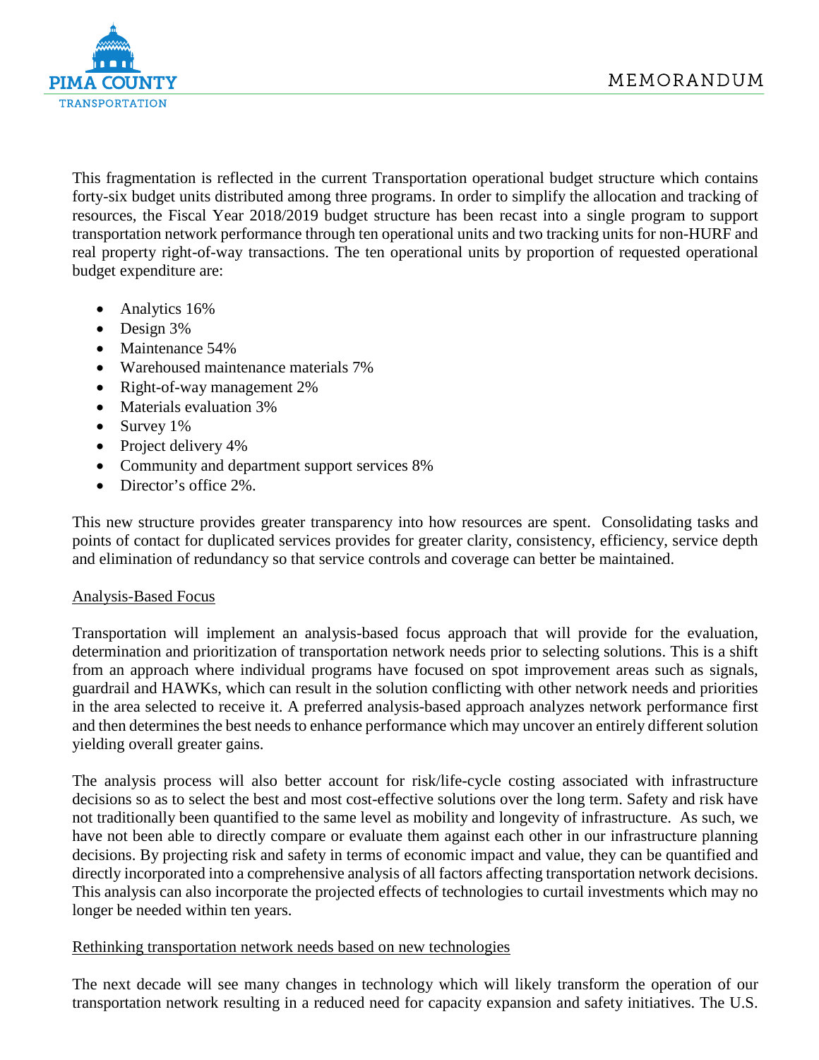This fragmentation is reflected in the current Transportation operational budget structure which contains forty-six budget units distributed among three programs. In order to simplify the allocation and tracking of resources, the Fiscal Year 2018/2019 budget structure has been recast into a single program to support transportation network performance through ten operational units and two tracking units for non-HURF and real property right-of-way transactions. The ten operational units by proportion of requested operational budget expenditure are:

- Analytics 16%
- Design 3%
- Maintenance 54%
- Warehoused maintenance materials 7%
- Right-of-way management 2%
- Materials evaluation 3%
- Survey 1%
- Project delivery 4%
- Community and department support services 8%
- Director's office 2%.

This new structure provides greater transparency into how resources are spent. Consolidating tasks and points of contact for duplicated services provides for greater clarity, consistency, efficiency, service depth and elimination of redundancy so that service controls and coverage can better be maintained.

## Analysis-Based Focus

Transportation will implement an analysis-based focus approach that will provide for the evaluation, determination and prioritization of transportation network needs prior to selecting solutions. This is a shift from an approach where individual programs have focused on spot improvement areas such as signals, guardrail and HAWKs, which can result in the solution conflicting with other network needs and priorities in the area selected to receive it. A preferred analysis-based approach analyzes network performance first and then determines the best needs to enhance performance which may uncover an entirely different solution yielding overall greater gains.

The analysis process will also better account for risk/life-cycle costing associated with infrastructure decisions so as to select the best and most cost-effective solutions over the long term. Safety and risk have not traditionally been quantified to the same level as mobility and longevity of infrastructure. As such, we have not been able to directly compare or evaluate them against each other in our infrastructure planning decisions. By projecting risk and safety in terms of economic impact and value, they can be quantified and directly incorporated into a comprehensive analysis of all factors affecting transportation network decisions. This analysis can also incorporate the projected effects of technologies to curtail investments which may no longer be needed within ten years.

## Rethinking transportation network needs based on new technologies

The next decade will see many changes in technology which will likely transform the operation of our transportation network resulting in a reduced need for capacity expansion and safety initiatives. The U.S.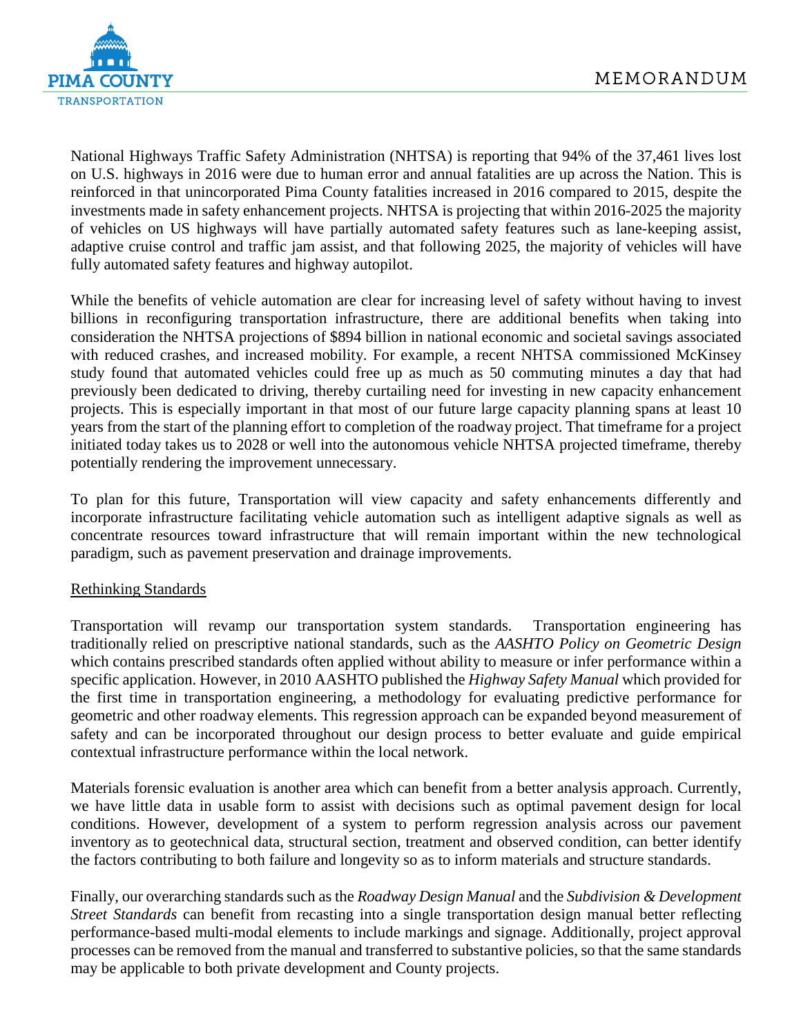National Highways Traffic Safety Administration (NHTSA) is reporting that 94% of the 37,461 lives lost on U.S. highways in 2016 were due to human error and annual fatalities are up across the Nation. This is reinforced in that unincorporated Pima County fatalities increased in 2016 compared to 2015, despite the investments made in safety enhancement projects. NHTSA is projecting that within 2016-2025 the majority of vehicles on US highways will have partially automated safety features such as lane-keeping assist, adaptive cruise control and traffic jam assist, and that following 2025, the majority of vehicles will have fully automated safety features and highway autopilot.

While the benefits of vehicle automation are clear for increasing level of safety without having to invest billions in reconfiguring transportation infrastructure, there are additional benefits when taking into consideration the NHTSA projections of $894 billion in national economic and societal savings associated with reduced crashes, and increased mobility. For example, a recent NHTSA commissioned McKinsey study found that automated vehicles could free up as much as 50 commuting minutes a day that had previously been dedicated to driving, thereby curtailing need for investing in new capacity enhancement projects. This is especially important in that most of our future large capacity planning spans at least 10 years from the start of the planning effort to completion of the roadway project. That timeframe for a project initiated today takes us to 2028 or well into the autonomous vehicle NHTSA projected timeframe, thereby potentially rendering the improvement unnecessary.

To plan for this future, Transportation will view capacity and safety enhancements differently and incorporate infrastructure facilitating vehicle automation such as intelligent adaptive signals as well as concentrate resources toward infrastructure that will remain important within the new technological paradigm, such as pavement preservation and drainage improvements.

<u>Rethinking Standards</u>

Transportation will revamp our transportation system standards. Transportation engineering has traditionally relied on prescriptive national standards, such as the *AASHTO Policy on Geometric Design* which contains prescribed standards often applied without ability to measure or infer performance within a specific application. However, in 2010 AASHTO published the *Highway Safety Manual* which provided for the first time in transportation engineering, a methodology for evaluating predictive performance for geometric and other roadway elements. This regression approach can be expanded beyond measurement of safety and can be incorporated throughout our design process to better evaluate and guide empirical contextual infrastructure performance within the local network.

Materials forensic evaluation is another area which can benefit from a better analysis approach. Currently, we have little data in usable form to assist with decisions such as optimal pavement design for local conditions. However, development of a system to perform regression analysis across our pavement inventory as to geotechnical data, structural section, treatment and observed condition, can better identify the factors contributing to both failure and longevity so as to inform materials and structure standards.

Finally, our overarching standards such as the *Roadway Design Manual* and the *Subdivision & Development Street Standards* can benefit from recasting into a single transportation design manual better reflecting performance-based multi-modal elements to include markings and signage. Additionally, project approval processes can be removed from the manual and transferred to substantive policies, so that the same standards may be applicable to both private development and County projects.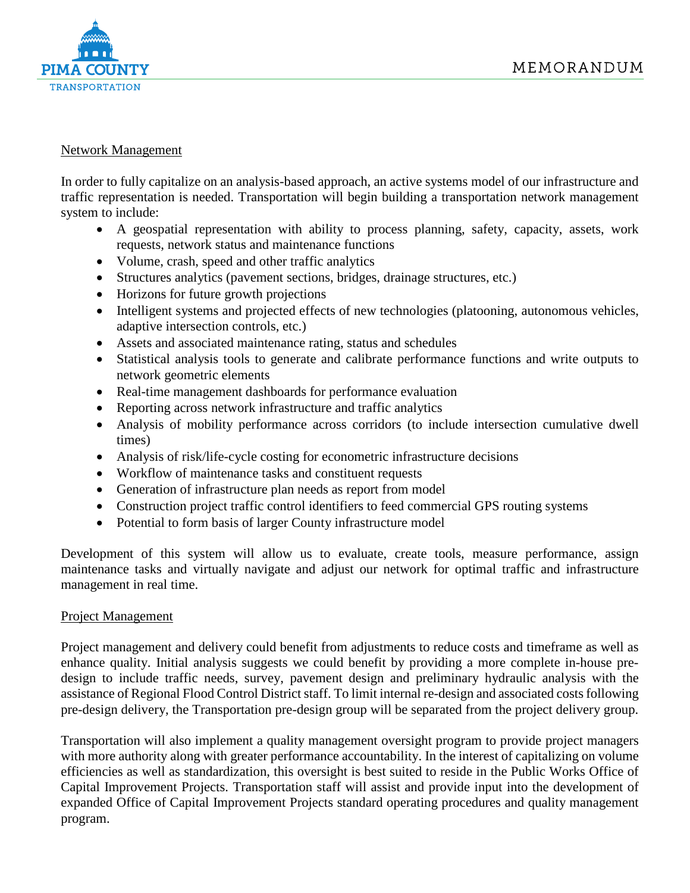Network Management

In order to fully capitalize on an analysis-based approach, an active systems model of our infrastructure and traffic representation is needed. Transportation will begin building a transportation network management system to include:

- A geospatial representation with ability to process planning, safety, capacity, assets, work requests, network status and maintenance functions
- Volume, crash, speed and other traffic analytics
- Structures analytics (pavement sections, bridges, drainage structures, etc.)
- Horizons for future growth projections
- Intelligent systems and projected effects of new technologies (platooning, autonomous vehicles, adaptive intersection controls, etc.)
- Assets and associated maintenance rating, status and schedules
- Statistical analysis tools to generate and calibrate performance functions and write outputs to network geometric elements
- Real-time management dashboards for performance evaluation
- Reporting across network infrastructure and traffic analytics
- Analysis of mobility performance across corridors (to include intersection cumulative dwell times)
- Analysis of risk/life-cycle costing for econometric infrastructure decisions
- Workflow of maintenance tasks and constituent requests
- Generation of infrastructure plan needs as report from model
- Construction project traffic control identifiers to feed commercial GPS routing systems
- Potential to form basis of larger County infrastructure model

Development of this system will allow us to evaluate, create tools, measure performance, assign maintenance tasks and virtually navigate and adjust our network for optimal traffic and infrastructure management in real time.

Project Management

Project management and delivery could benefit from adjustments to reduce costs and timeframe as well as enhance quality. Initial analysis suggests we could benefit by providing a more complete in-house pre-design to include traffic needs, survey, pavement design and preliminary hydraulic analysis with the assistance of Regional Flood Control District staff. To limit internal re-design and associated costs following pre-design delivery, the Transportation pre-design group will be separated from the project delivery group.

Transportation will also implement a quality management oversight program to provide project managers with more authority along with greater performance accountability. In the interest of capitalizing on volume efficiencies as well as standardization, this oversight is best suited to reside in the Public Works Office of Capital Improvement Projects. Transportation staff will assist and provide input into the development of expanded Office of Capital Improvement Projects standard operating procedures and quality management program.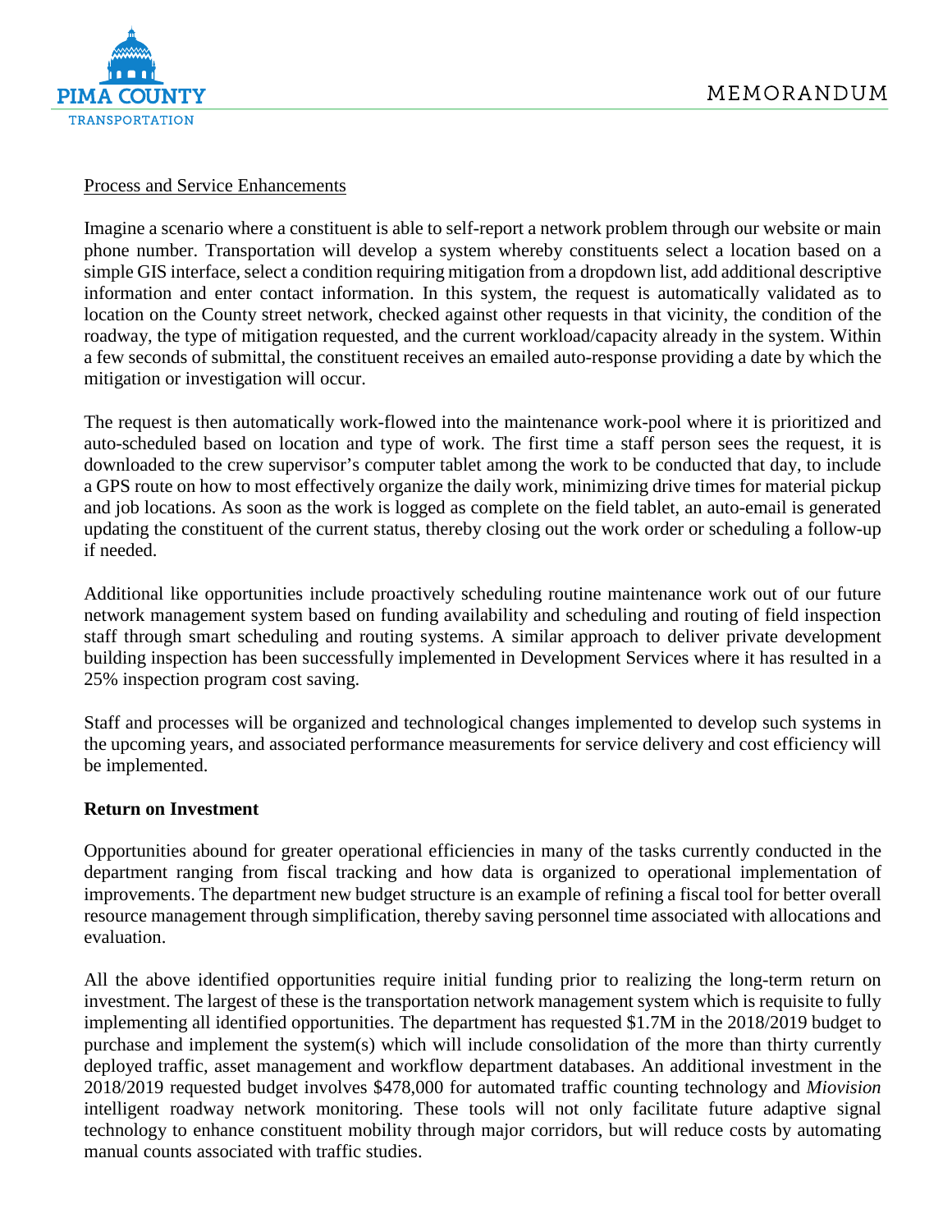Process and Service Enhancements

Imagine a scenario where a constituent is able to self-report a network problem through our website or main phone number. Transportation will develop a system whereby constituents select a location based on a simple GIS interface, select a condition requiring mitigation from a dropdown list, add additional descriptive information and enter contact information. In this system, the request is automatically validated as to location on the County street network, checked against other requests in that vicinity, the condition of the roadway, the type of mitigation requested, and the current workload/capacity already in the system. Within a few seconds of submittal, the constituent receives an emailed auto-response providing a date by which the mitigation or investigation will occur.

The request is then automatically work-flowed into the maintenance work-pool where it is prioritized and auto-scheduled based on location and type of work. The first time a staff person sees the request, it is downloaded to the crew supervisor's computer tablet among the work to be conducted that day, to include a GPS route on how to most effectively organize the daily work, minimizing drive times for material pickup and job locations. As soon as the work is logged as complete on the field tablet, an auto-email is generated updating the constituent of the current status, thereby closing out the work order or scheduling a follow-up if needed.

Additional like opportunities include proactively scheduling routine maintenance work out of our future network management system based on funding availability and scheduling and routing of field inspection staff through smart scheduling and routing systems. A similar approach to deliver private development building inspection has been successfully implemented in Development Services where it has resulted in a 25% inspection program cost saving.

Staff and processes will be organized and technological changes implemented to develop such systems in the upcoming years, and associated performance measurements for service delivery and cost efficiency will be implemented.

**Return on Investment**

Opportunities abound for greater operational efficiencies in many of the tasks currently conducted in the department ranging from fiscal tracking and how data is organized to operational implementation of improvements. The department new budget structure is an example of refining a fiscal tool for better overall resource management through simplification, thereby saving personnel time associated with allocations and evaluation.

All the above identified opportunities require initial funding prior to realizing the long-term return on investment. The largest of these is the transportation network management system which is requisite to fully implementing all identified opportunities. The department has requested $1.7M in the 2018/2019 budget to purchase and implement the system(s) which will include consolidation of the more than thirty currently deployed traffic, asset management and workflow department databases. An additional investment in the 2018/2019 requested budget involves $478,000 for automated traffic counting technology and *Miovision* intelligent roadway network monitoring. These tools will not only facilitate future adaptive signal technology to enhance constituent mobility through major corridors, but will reduce costs by automating manual counts associated with traffic studies.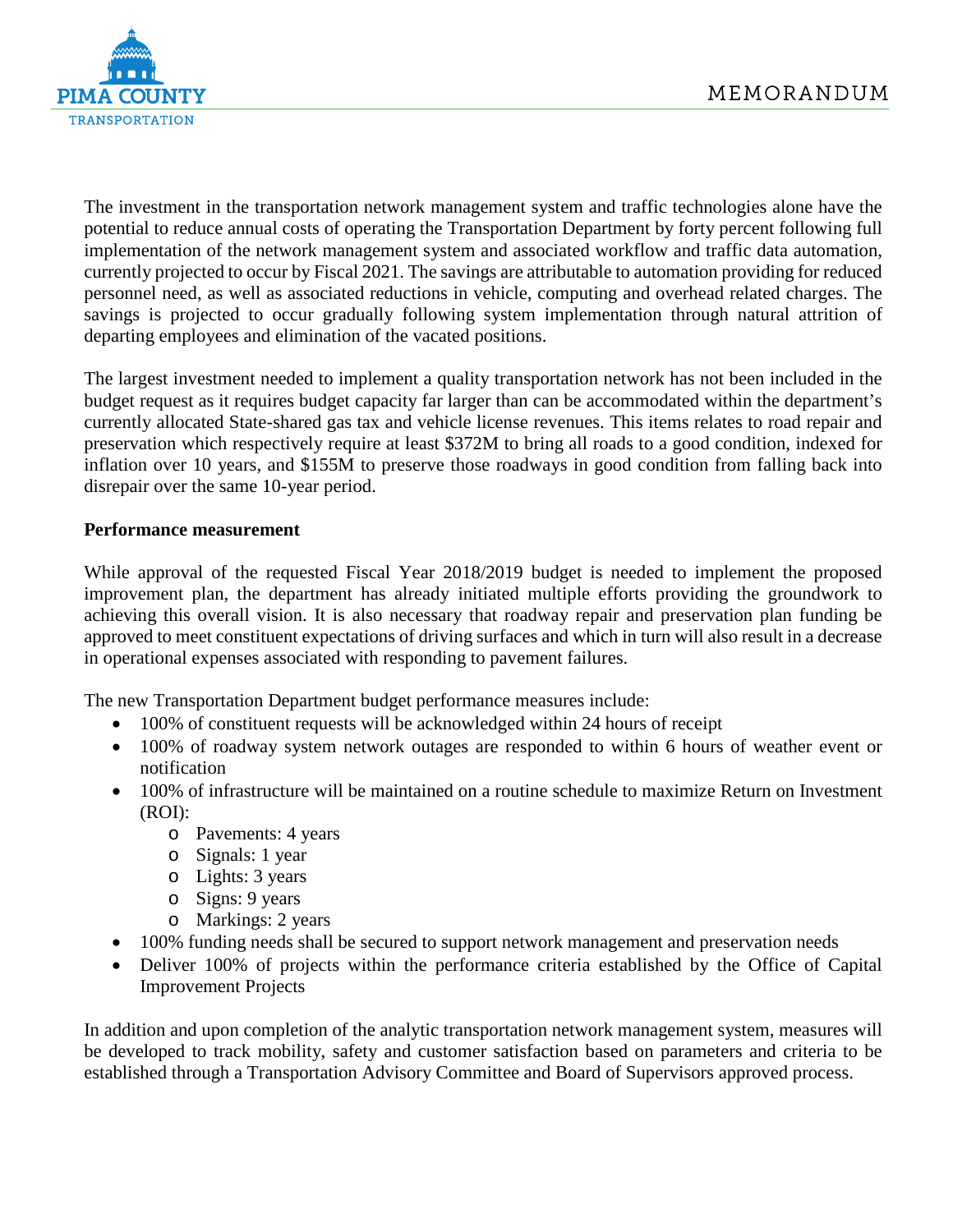The investment in the transportation network management system and traffic technologies alone have the potential to reduce annual costs of operating the Transportation Department by forty percent following full implementation of the network management system and associated workflow and traffic data automation, currently projected to occur by Fiscal 2021. The savings are attributable to automation providing for reduced personnel need, as well as associated reductions in vehicle, computing and overhead related charges. The savings is projected to occur gradually following system implementation through natural attrition of departing employees and elimination of the vacated positions.

The largest investment needed to implement a quality transportation network has not been included in the budget request as it requires budget capacity far larger than can be accommodated within the department's currently allocated State-shared gas tax and vehicle license revenues. This items relates to road repair and preservation which respectively require at least $372M to bring all roads to a good condition, indexed for inflation over 10 years, and $155M to preserve those roadways in good condition from falling back into disrepair over the same 10-year period.

**Performance measurement**

While approval of the requested Fiscal Year 2018/2019 budget is needed to implement the proposed improvement plan, the department has already initiated multiple efforts providing the groundwork to achieving this overall vision. It is also necessary that roadway repair and preservation plan funding be approved to meet constituent expectations of driving surfaces and which in turn will also result in a decrease in operational expenses associated with responding to pavement failures.

The new Transportation Department budget performance measures include:

- 100% of constituent requests will be acknowledged within 24 hours of receipt
- 100% of roadway system network outages are responded to within 6 hours of weather event or notification
- 100% of infrastructure will be maintained on a routine schedule to maximize Return on Investment (ROI):
  - Pavements: 4 years
  - Signals: 1 year
  - Lights: 3 years
  - Signs: 9 years
  - Markings: 2 years
- 100% funding needs shall be secured to support network management and preservation needs
- Deliver 100% of projects within the performance criteria established by the Office of Capital Improvement Projects

In addition and upon completion of the analytic transportation network management system, measures will be developed to track mobility, safety and customer satisfaction based on parameters and criteria to be established through a Transportation Advisory Committee and Board of Supervisors approved process.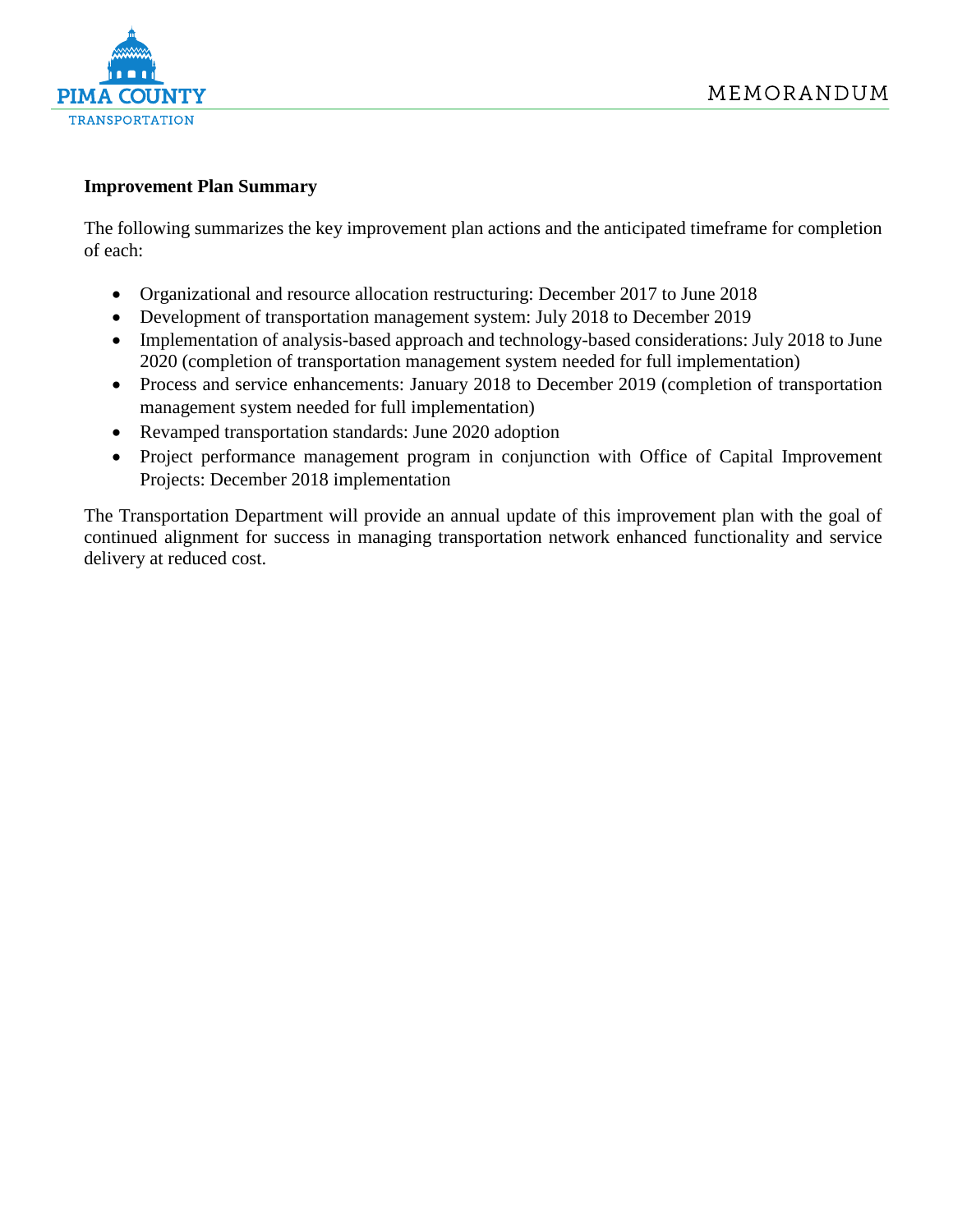**Improvement Plan Summary**

The following summarizes the key improvement plan actions and the anticipated timeframe for completion of each:

- Organizational and resource allocation restructuring: December 2017 to June 2018
- Development of transportation management system: July 2018 to December 2019
- Implementation of analysis-based approach and technology-based considerations: July 2018 to June 2020 (completion of transportation management system needed for full implementation)
- Process and service enhancements: January 2018 to December 2019 (completion of transportation management system needed for full implementation)
- Revamped transportation standards: June 2020 adoption
- Project performance management program in conjunction with Office of Capital Improvement Projects: December 2018 implementation

The Transportation Department will provide an annual update of this improvement plan with the goal of continued alignment for success in managing transportation network enhanced functionality and service delivery at reduced cost.